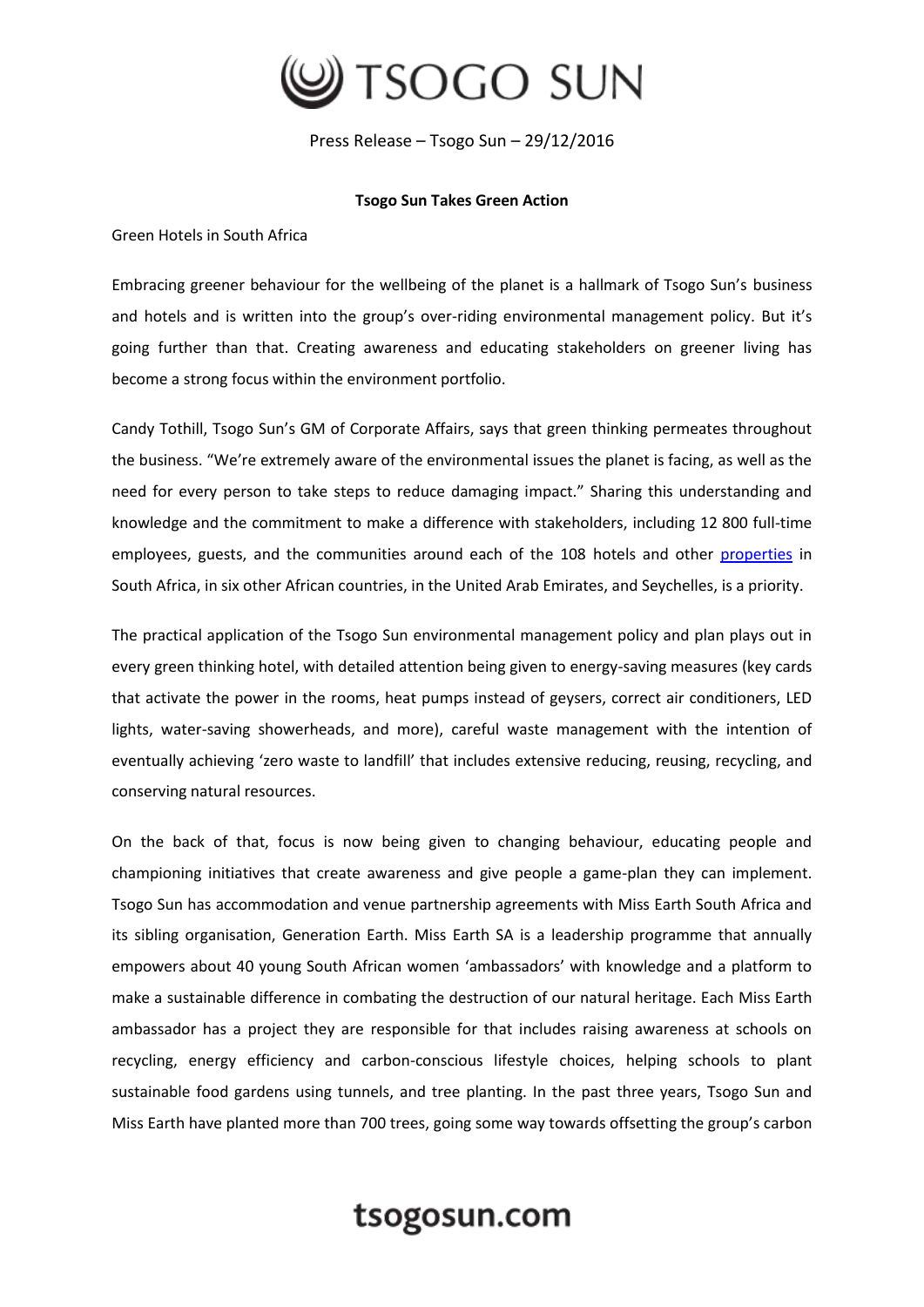Press Release – Tsogo Sun – 29/12/2016

**Tsogo Sun Takes Green Action**

Green Hotels in South Africa

Embracing greener behaviour for the wellbeing of the planet is a hallmark of Tsogo Sun's business and hotels and is written into the group's over-riding environmental management policy. But it's going further than that. Creating awareness and educating stakeholders on greener living has become a strong focus within the environment portfolio.

Candy Tothill, Tsogo Sun's GM of Corporate Affairs, says that green thinking permeates throughout the business. "We're extremely aware of the environmental issues the planet is facing, as well as the need for every person to take steps to reduce damaging impact." Sharing this understanding and knowledge and the commitment to make a difference with stakeholders, including 12 800 full-time employees, guests, and the communities around each of the 108 hotels and other properties in South Africa, in six other African countries, in the United Arab Emirates, and Seychelles, is a priority.

The practical application of the Tsogo Sun environmental management policy and plan plays out in every green thinking hotel, with detailed attention being given to energy-saving measures (key cards that activate the power in the rooms, heat pumps instead of geysers, correct air conditioners, LED lights, water-saving showerheads, and more), careful waste management with the intention of eventually achieving 'zero waste to landfill' that includes extensive reducing, reusing, recycling, and conserving natural resources.

On the back of that, focus is now being given to changing behaviour, educating people and championing initiatives that create awareness and give people a game-plan they can implement. Tsogo Sun has accommodation and venue partnership agreements with Miss Earth South Africa and its sibling organisation, Generation Earth. Miss Earth SA is a leadership programme that annually empowers about 40 young South African women 'ambassadors' with knowledge and a platform to make a sustainable difference in combating the destruction of our natural heritage. Each Miss Earth ambassador has a project they are responsible for that includes raising awareness at schools on recycling, energy efficiency and carbon-conscious lifestyle choices, helping schools to plant sustainable food gardens using tunnels, and tree planting. In the past three years, Tsogo Sun and Miss Earth have planted more than 700 trees, going some way towards offsetting the group's carbon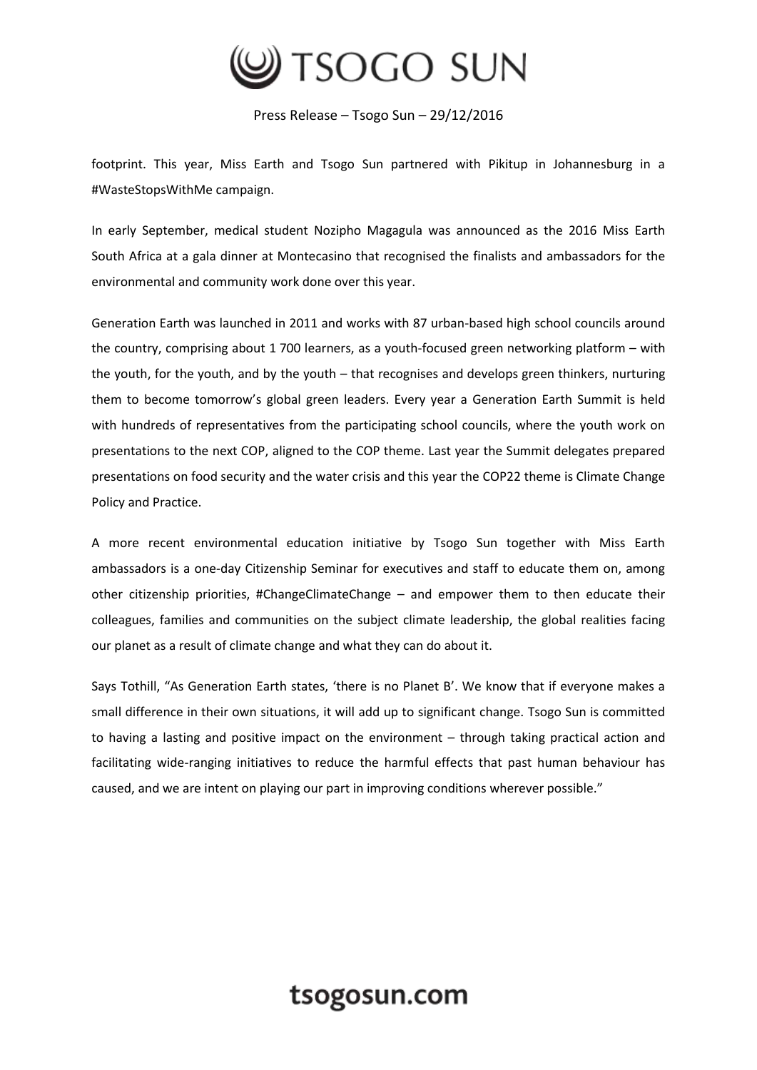footprint. This year, Miss Earth and Tsogo Sun partnered with Pikitup in Johannesburg in a #WasteStopsWithMe campaign.

In early September, medical student Nozipho Magagula was announced as the 2016 Miss Earth South Africa at a gala dinner at Montecasino that recognised the finalists and ambassadors for the environmental and community work done over this year.

Generation Earth was launched in 2011 and works with 87 urban-based high school councils around the country, comprising about 1 700 learners, as a youth-focused green networking platform – with the youth, for the youth, and by the youth – that recognises and develops green thinkers, nurturing them to become tomorrow's global green leaders. Every year a Generation Earth Summit is held with hundreds of representatives from the participating school councils, where the youth work on presentations to the next COP, aligned to the COP theme. Last year the Summit delegates prepared presentations on food security and the water crisis and this year the COP22 theme is Climate Change Policy and Practice.

A more recent environmental education initiative by Tsogo Sun together with Miss Earth ambassadors is a one-day Citizenship Seminar for executives and staff to educate them on, among other citizenship priorities, #ChangeClimateChange – and empower them to then educate their colleagues, families and communities on the subject climate leadership, the global realities facing our planet as a result of climate change and what they can do about it.

Says Tothill, "As Generation Earth states, 'there is no Planet B'. We know that if everyone makes a small difference in their own situations, it will add up to significant change. Tsogo Sun is committed to having a lasting and positive impact on the environment – through taking practical action and facilitating wide-ranging initiatives to reduce the harmful effects that past human behaviour has caused, and we are intent on playing our part in improving conditions wherever possible."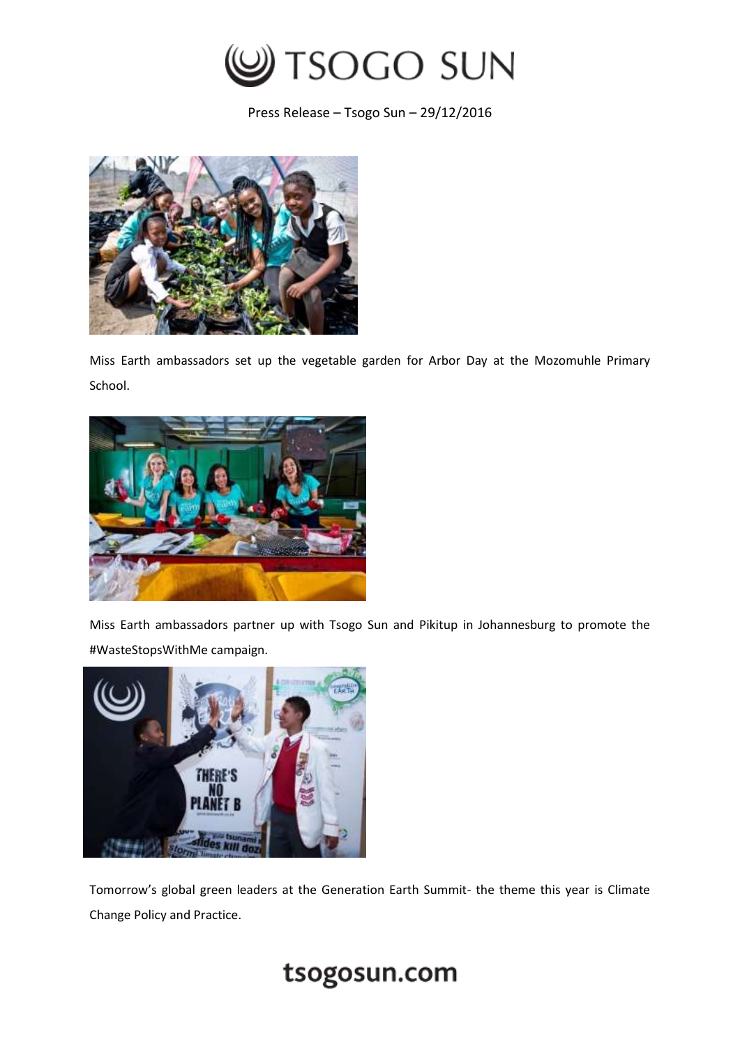Miss Earth ambassadors set up the vegetable garden for Arbor Day at the Mozomuhle Primary School.

Miss Earth ambassadors partner up with Tsogo Sun and Pikitup in Johannesburg to promote the #WasteStopsWithMe campaign.

Tomorrow's global green leaders at the Generation Earth Summit- the theme this year is Climate Change Policy and Practice.